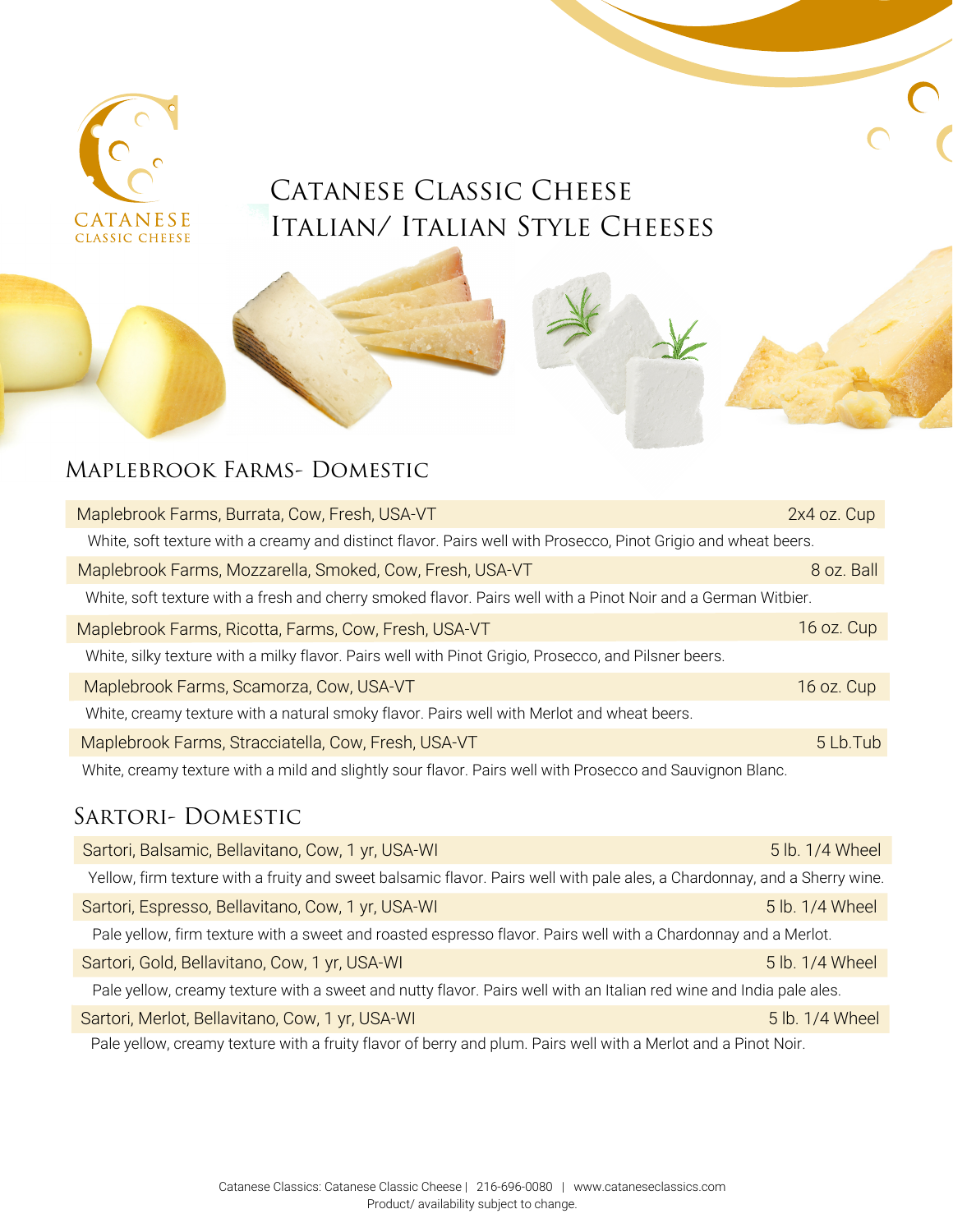CATANESE
CLASSIC CHEESE

# Catanese Classic Cheese
# Italian/ Italian Style Cheeses

## Maplebrook Farms- Domestic

| Maplebrook Farms, Burrata, Cow, Fresh, USA-VT | 2x4 oz. Cup |
|---|---|
| White, soft texture with a creamy and distinct flavor. Pairs well with Prosecco, Pinot Grigio and wheat beers. | |
| Maplebrook Farms, Mozzarella, Smoked, Cow, Fresh, USA-VT | 8 oz. Ball |
| White, soft texture with a fresh and cherry smoked flavor. Pairs well with a Pinot Noir and a German Witbier. | |
| Maplebrook Farms, Ricotta, Farms, Cow, Fresh, USA-VT | 16 oz. Cup |
| White, silky texture with a milky flavor. Pairs well with Pinot Grigio, Prosecco, and Pilsner beers. | |
| Maplebrook Farms, Scamorza, Cow, USA-VT | 16 oz. Cup |
| White, creamy texture with a natural smoky flavor. Pairs well with Merlot and wheat beers. | |
| Maplebrook Farms, Stracciatella, Cow, Fresh, USA-VT | 5 Lb.Tub |
| White, creamy texture with a mild and slightly sour flavor. Pairs well with Prosecco and Sauvignon Blanc. | |

## Sartori- Domestic

| Sartori, Balsamic, Bellavitano, Cow, 1 yr, USA-WI | 5 lb. 1/4 Wheel |
|---|---|
| Yellow, firm texture with a fruity and sweet balsamic flavor. Pairs well with pale ales, a Chardonnay, and a Sherry wine. | |
| Sartori, Espresso, Bellavitano, Cow, 1 yr, USA-WI | 5 lb. 1/4 Wheel |
| Pale yellow, firm texture with a sweet and roasted espresso flavor. Pairs well with a Chardonnay and a Merlot. | |
| Sartori, Gold, Bellavitano, Cow, 1 yr, USA-WI | 5 lb. 1/4 Wheel |
| Pale yellow, creamy texture with a sweet and nutty flavor. Pairs well with an Italian red wine and India pale ales. | |
| Sartori, Merlot, Bellavitano, Cow, 1 yr, USA-WI | 5 lb. 1/4 Wheel |
| Pale yellow, creamy texture with a fruity flavor of berry and plum. Pairs well with a Merlot and a Pinot Noir. | |

Catanese Classics: Catanese Classic Cheese | 216-696-0080 | www.cataneseclassics.com
Product/ availability subject to change.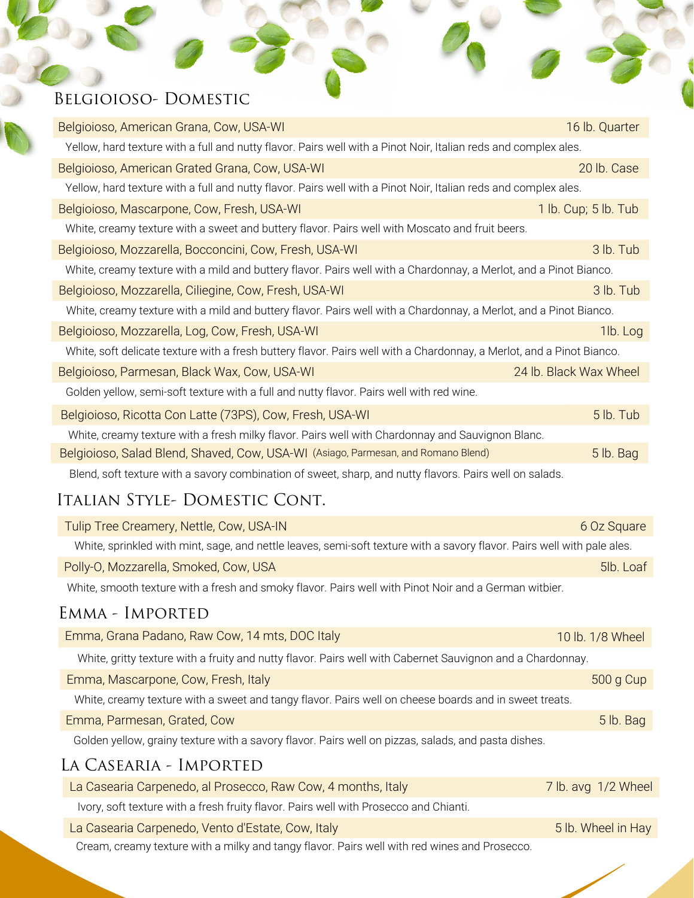## Belgioioso- Domestic

| Product | Size |
|---|---|
| Belgioioso, American Grana, Cow, USA-WI | 16 lb. Quarter |

Yellow, hard texture with a full and nutty flavor. Pairs well with a Pinot Noir, Italian reds and complex ales.

| Product | Size |
|---|---|
| Belgioioso, American Grated Grana, Cow, USA-WI | 20 lb. Case |

Yellow, hard texture with a full and nutty flavor. Pairs well with a Pinot Noir, Italian reds and complex ales.

| Product | Size |
|---|---|
| Belgioioso, Mascarpone, Cow, Fresh, USA-WI | 1 lb. Cup; 5 lb. Tub |

White, creamy texture with a sweet and buttery flavor. Pairs well with Moscato and fruit beers.

| Product | Size |
|---|---|
| Belgioioso, Mozzarella, Bocconcini, Cow, Fresh, USA-WI | 3 lb. Tub |

White, creamy texture with a mild and buttery flavor. Pairs well with a Chardonnay, a Merlot, and a Pinot Bianco.

| Product | Size |
|---|---|
| Belgioioso, Mozzarella, Ciliegine, Cow, Fresh, USA-WI | 3 lb. Tub |

White, creamy texture with a mild and buttery flavor. Pairs well with a Chardonnay, a Merlot, and a Pinot Bianco.

| Product | Size |
|---|---|
| Belgioioso, Mozzarella, Log, Cow, Fresh, USA-WI | 1lb. Log |

White, soft delicate texture with a fresh buttery flavor. Pairs well with a Chardonnay, a Merlot, and a Pinot Bianco.

| Product | Size |
|---|---|
| Belgioioso, Parmesan, Black Wax, Cow, USA-WI | 24 lb. Black Wax Wheel |

Golden yellow, semi-soft texture with a full and nutty flavor. Pairs well with red wine.

| Product | Size |
|---|---|
| Belgioioso, Ricotta Con Latte (73PS), Cow, Fresh, USA-WI | 5 lb. Tub |

White, creamy texture with a fresh milky flavor. Pairs well with Chardonnay and Sauvignon Blanc.

| Product | Size |
|---|---|
| Belgioioso, Salad Blend, Shaved, Cow, USA-WI (Asiago, Parmesan, and Romano Blend) | 5 lb. Bag |

Blend, soft texture with a savory combination of sweet, sharp, and nutty flavors. Pairs well on salads.

## Italian Style- Domestic Cont.

| Product | Size |
|---|---|
| Tulip Tree Creamery, Nettle, Cow, USA-IN | 6 Oz Square |

White, sprinkled with mint, sage, and nettle leaves, semi-soft texture with a savory flavor. Pairs well with pale ales.

| Product | Size |
|---|---|
| Polly-O, Mozzarella, Smoked, Cow, USA | 5lb. Loaf |

White, smooth texture with a fresh and smoky flavor. Pairs well with Pinot Noir and a German witbier.

## Emma - Imported

| Product | Size |
|---|---|
| Emma, Grana Padano, Raw Cow, 14 mts, DOC Italy | 10 lb. 1/8 Wheel |

White, gritty texture with a fruity and nutty flavor. Pairs well with Cabernet Sauvignon and a Chardonnay.

| Product | Size |
|---|---|
| Emma, Mascarpone, Cow, Fresh, Italy | 500 g Cup |

White, creamy texture with a sweet and tangy flavor. Pairs well on cheese boards and in sweet treats.

| Product | Size |
|---|---|
| Emma, Parmesan, Grated, Cow | 5 lb. Bag |

Golden yellow, grainy texture with a savory flavor. Pairs well on pizzas, salads, and pasta dishes.

## La Casearia - Imported

| Product | Size |
|---|---|
| La Casearia Carpenedo, al Prosecco, Raw Cow, 4 months, Italy | 7 lb. avg 1/2 Wheel |

Ivory, soft texture with a fresh fruity flavor. Pairs well with Prosecco and Chianti.

| Product | Size |
|---|---|
| La Casearia Carpenedo, Vento d'Estate, Cow, Italy | 5 lb. Wheel in Hay |

Cream, creamy texture with a milky and tangy flavor. Pairs well with red wines and Prosecco.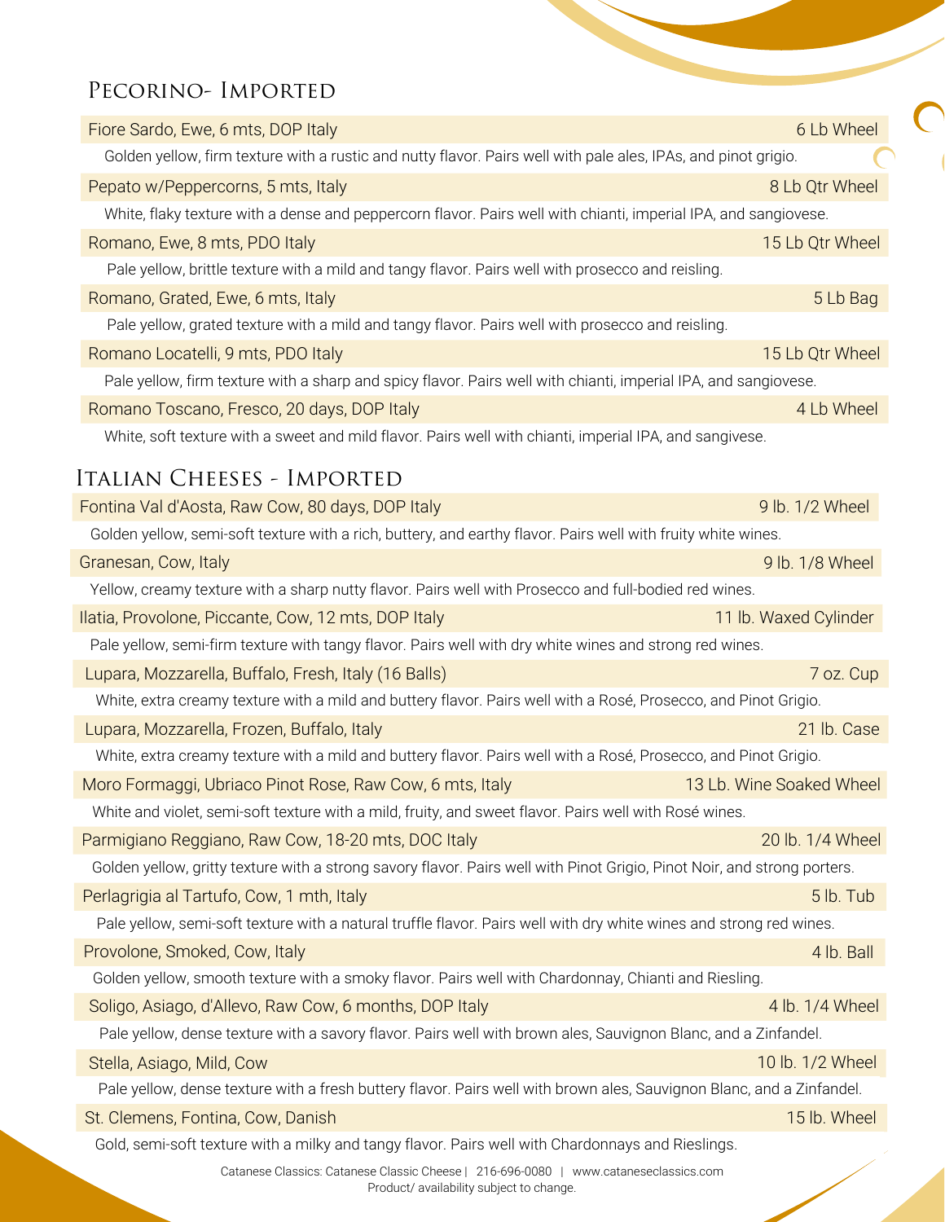## Pecorino- Imported

| | |
|---|---|
| Fiore Sardo, Ewe, 6 mts, DOP Italy | 6 Lb Wheel |

Golden yellow, firm texture with a rustic and nutty flavor. Pairs well with pale ales, IPAs, and pinot grigio.

| | |
|---|---|
| Pepato w/Peppercorns, 5 mts, Italy | 8 Lb Qtr Wheel |

White, flaky texture with a dense and peppercorn flavor. Pairs well with chianti, imperial IPA, and sangiovese.

| | |
|---|---|
| Romano, Ewe, 8 mts, PDO Italy | 15 Lb Qtr Wheel |

Pale yellow, brittle texture with a mild and tangy flavor. Pairs well with prosecco and reisling.

| | |
|---|---|
| Romano, Grated, Ewe, 6 mts, Italy | 5 Lb Bag |

Pale yellow, grated texture with a mild and tangy flavor. Pairs well with prosecco and reisling.

| | |
|---|---|
| Romano Locatelli, 9 mts, PDO Italy | 15 Lb Qtr Wheel |

Pale yellow, firm texture with a sharp and spicy flavor. Pairs well with chianti, imperial IPA, and sangiovese.

| | |
|---|---|
| Romano Toscano, Fresco, 20 days, DOP Italy | 4 Lb Wheel |

White, soft texture with a sweet and mild flavor. Pairs well with chianti, imperial IPA, and sangivese.

## Italian Cheeses - Imported

| | |
|---|---|
| Fontina Val d'Aosta, Raw Cow, 80 days, DOP Italy | 9 lb. 1/2 Wheel |

Golden yellow, semi-soft texture with a rich, buttery, and earthy flavor. Pairs well with fruity white wines.

| | |
|---|---|
| Granesan, Cow, Italy | 9 lb. 1/8 Wheel |

Yellow, creamy texture with a sharp nutty flavor. Pairs well with Prosecco and full-bodied red wines.

| | |
|---|---|
| Ilatia, Provolone, Piccante, Cow, 12 mts, DOP Italy | 11 lb. Waxed Cylinder |

Pale yellow, semi-firm texture with tangy flavor. Pairs well with dry white wines and strong red wines.

| | |
|---|---|
| Lupara, Mozzarella, Buffalo, Fresh, Italy (16 Balls) | 7 oz. Cup |

White, extra creamy texture with a mild and buttery flavor. Pairs well with a Rosé, Prosecco, and Pinot Grigio.

| | |
|---|---|
| Lupara, Mozzarella, Frozen, Buffalo, Italy | 21 lb. Case |

White, extra creamy texture with a mild and buttery flavor. Pairs well with a Rosé, Prosecco, and Pinot Grigio.

| | |
|---|---|
| Moro Formaggi, Ubriaco Pinot Rose, Raw Cow, 6 mts, Italy | 13 Lb. Wine Soaked Wheel |

White and violet, semi-soft texture with a mild, fruity, and sweet flavor. Pairs well with Rosé wines.

| | |
|---|---|
| Parmigiano Reggiano, Raw Cow, 18-20 mts, DOC Italy | 20 lb. 1/4 Wheel |

Golden yellow, gritty texture with a strong savory flavor. Pairs well with Pinot Grigio, Pinot Noir, and strong porters.

| | |
|---|---|
| Perlagrigia al Tartufo, Cow, 1 mth, Italy | 5 lb. Tub |

Pale yellow, semi-soft texture with a natural truffle flavor. Pairs well with dry white wines and strong red wines.

| | |
|---|---|
| Provolone, Smoked, Cow, Italy | 4 lb. Ball |

Golden yellow, smooth texture with a smoky flavor. Pairs well with Chardonnay, Chianti and Riesling.

| | |
|---|---|
| Soligo, Asiago, d'Allevo, Raw Cow, 6 months, DOP Italy | 4 lb. 1/4 Wheel |

Pale yellow, dense texture with a savory flavor. Pairs well with brown ales, Sauvignon Blanc, and a Zinfandel.

| | |
|---|---|
| Stella, Asiago, Mild, Cow | 10 lb. 1/2 Wheel |

Pale yellow, dense texture with a fresh buttery flavor. Pairs well with brown ales, Sauvignon Blanc, and a Zinfandel.

| | |
|---|---|
| St. Clemens, Fontina, Cow, Danish | 15 lb. Wheel |

Gold, semi-soft texture with a milky and tangy flavor. Pairs well with Chardonnays and Rieslings.

Catanese Classics: Catanese Classic Cheese | 216-696-0080 | www.cataneseclassics.com
Product/ availability subject to change.